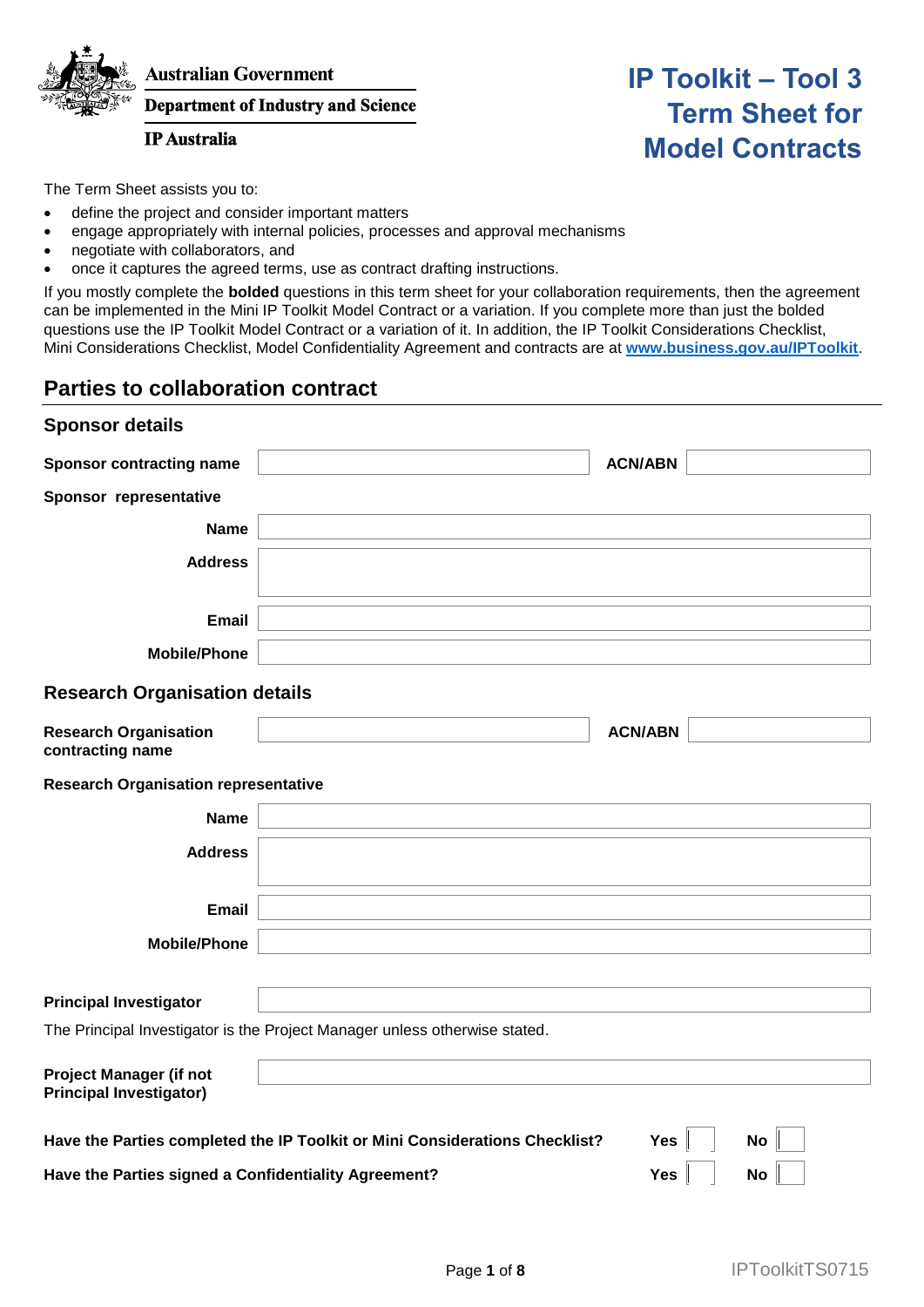Australian Government

Department of Industry and Science

IP Australia

# IP Toolkit – Tool 3 Term Sheet for Model Contracts

The Term Sheet assists you to:

- define the project and consider important matters
- engage appropriately with internal policies, processes and approval mechanisms
- negotiate with collaborators, and
- once it captures the agreed terms, use as contract drafting instructions.

If you mostly complete the **bolded** questions in this term sheet for your collaboration requirements, then the agreement can be implemented in the Mini IP Toolkit Model Contract or a variation. If you complete more than just the bolded questions use the IP Toolkit Model Contract or a variation of it. In addition, the IP Toolkit Considerations Checklist, Mini Considerations Checklist, Model Confidentiality Agreement and contracts are at **www.business.gov.au/IPToolkit**.

## Parties to collaboration contract

### Sponsor details

| | | | |
|---|---|---|---|
| **Sponsor contracting name** | | **ACN/ABN** | |

**Sponsor representative**

| | |
|---|---|
| **Name** | |
| **Address** | |
| **Email** | |
| **Mobile/Phone** | |

### Research Organisation details

| | | | |
|---|---|---|---|
| **Research Organisation contracting name** | | **ACN/ABN** | |

**Research Organisation representative**

| | |
|---|---|
| **Name** | |
| **Address** | |
| **Email** | |
| **Mobile/Phone** | |

| | |
|---|---|
| **Principal Investigator** | |

The Principal Investigator is the Project Manager unless otherwise stated.

| | |
|---|---|
| **Project Manager (if not Principal Investigator)** | |

| | | | | |
|---|---|---|---|---|
| **Have the Parties completed the IP Toolkit or Mini Considerations Checklist?** | **Yes** | | **No** | |
| **Have the Parties signed a Confidentiality Agreement?** | **Yes** | | **No** | |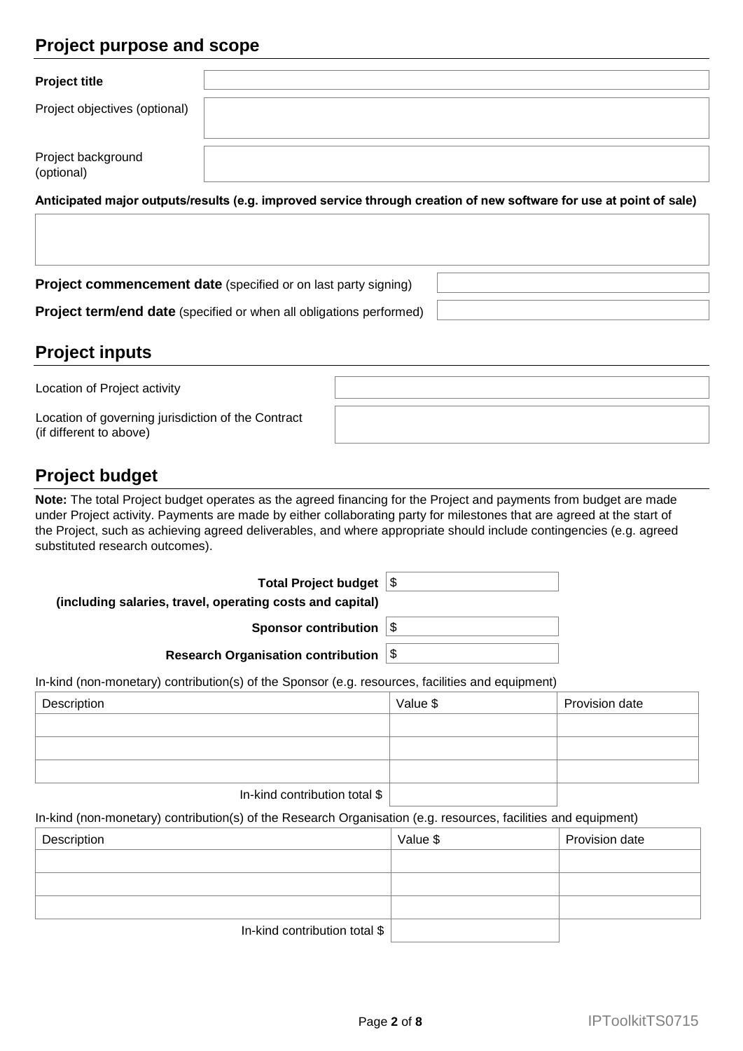## Project purpose and scope

| | |
|---|---|
| **Project title** | |
| Project objectives (optional) | |
| Project background (optional) | |

**Anticipated major outputs/results (e.g. improved service through creation of new software for use at point of sale)**

| |
|---|
| |

| | |
|---|---|
| **Project commencement date** (specified or on last party signing) | |
| **Project term/end date** (specified or when all obligations performed) | |

## Project inputs

| | |
|---|---|
| Location of Project activity | |
| Location of governing jurisdiction of the Contract (if different to above) | |

## Project budget

**Note:** The total Project budget operates as the agreed financing for the Project and payments from budget are made under Project activity. Payments are made by either collaborating party for milestones that are agreed at the start of the Project, such as achieving agreed deliverables, and where appropriate should include contingencies (e.g. agreed substituted research outcomes).

| | |
|---|---|
| **Total Project budget (including salaries, travel, operating costs and capital)** | $ |
| **Sponsor contribution** | $ |
| **Research Organisation contribution** | $ |

In-kind (non-monetary) contribution(s) of the Sponsor (e.g. resources, facilities and equipment)

| Description | Value $ | Provision date |
|---|---|---|
| | | |
| | | |
| | | |
| In-kind contribution total $ | | |

In-kind (non-monetary) contribution(s) of the Research Organisation (e.g. resources, facilities and equipment)

| Description | Value $ | Provision date |
|---|---|---|
| | | |
| | | |
| | | |
| In-kind contribution total $ | | |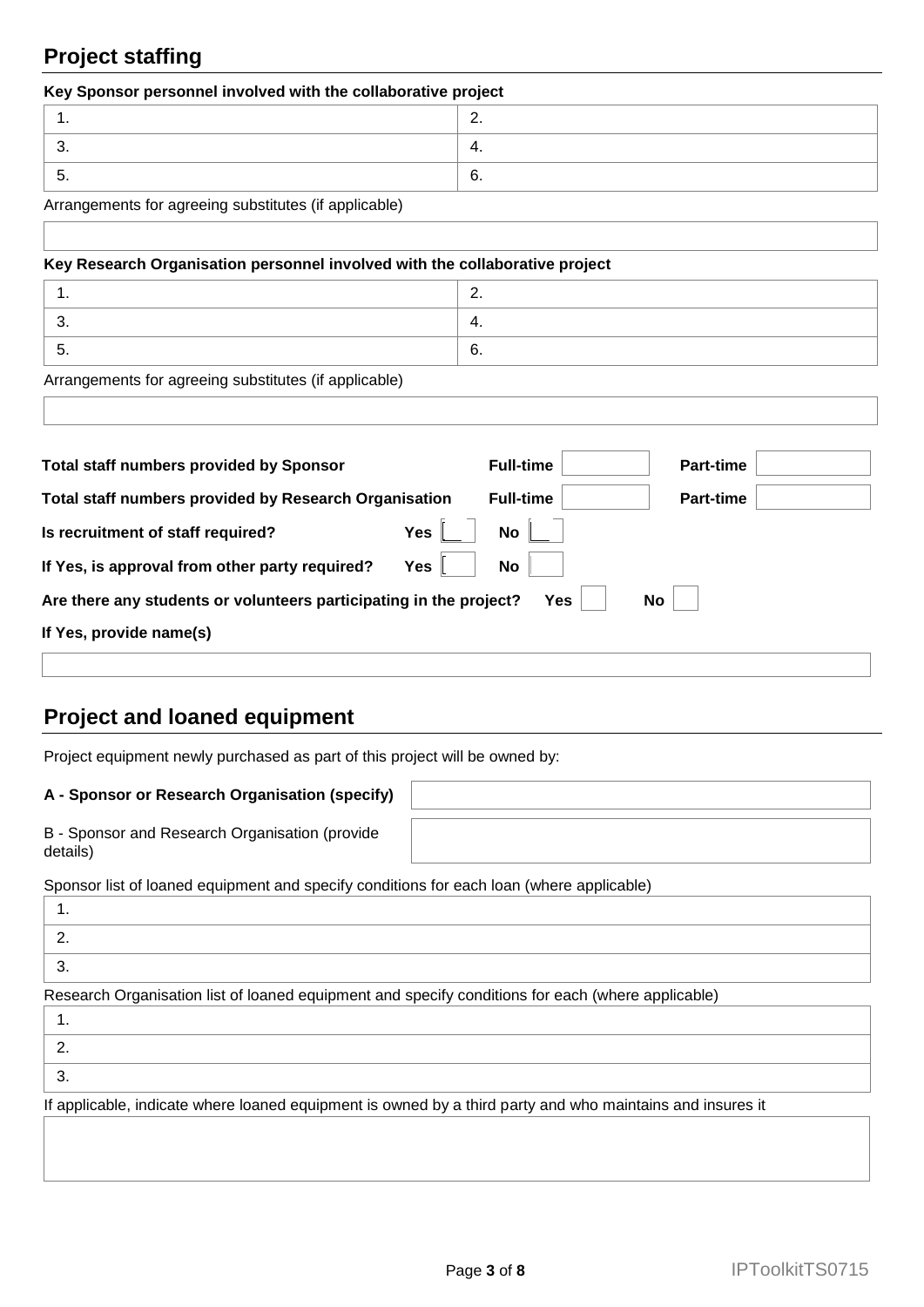## Project staffing

**Key Sponsor personnel involved with the collaborative project**

| | |
|---|---|
| 1. | 2. |
| 3. | 4. |
| 5. | 6. |

Arrangements for agreeing substitutes (if applicable)

| |
|---|
| |

**Key Research Organisation personnel involved with the collaborative project**

| | |
|---|---|
| 1. | 2. |
| 3. | 4. |
| 5. | 6. |

Arrangements for agreeing substitutes (if applicable)

| |
|---|
| |

**Total staff numbers provided by Sponsor** **Full-time** ☐ **Part-time** ☐

**Total staff numbers provided by Research Organisation** **Full-time** ☐ **Part-time** ☐

**Is recruitment of staff required?** **Yes** ☐ **No** ☐

**If Yes, is approval from other party required?** **Yes** ☐ **No** ☐

**Are there any students or volunteers participating in the project?** **Yes** ☐ **No** ☐

**If Yes, provide name(s)**

| |
|---|
| |

## Project and loaned equipment

Project equipment newly purchased as part of this project will be owned by:

| | |
|---|---|
| **A - Sponsor or Research Organisation (specify)** | |
| B - Sponsor and Research Organisation (provide details) | |

Sponsor list of loaned equipment and specify conditions for each loan (where applicable)

| |
|---|
| 1. |
| 2. |
| 3. |

Research Organisation list of loaned equipment and specify conditions for each (where applicable)

| |
|---|
| 1. |
| 2. |
| 3. |

If applicable, indicate where loaned equipment is owned by a third party and who maintains and insures it

| |
|---|
| |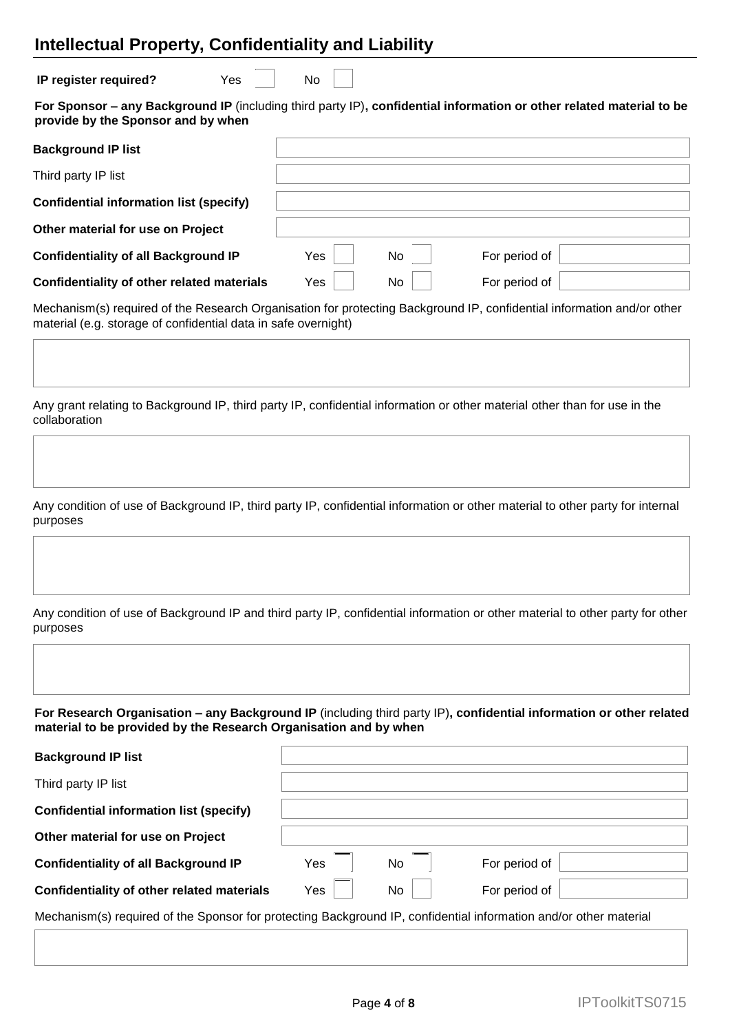## Intellectual Property, Confidentiality and Liability

**IP register required?** Yes ☐ No ☐

**For Sponsor – any Background IP** (including third party IP)**, confidential information or other related material to be provide by the Sponsor and by when**

| | |
|---|---|
| **Background IP list** | |
| Third party IP list | |
| **Confidential information list (specify)** | |
| **Other material for use on Project** | |
| **Confidentiality of all Background IP** | Yes ☐ No ☐ For period of |
| **Confidentiality of other related materials** | Yes ☐ No ☐ For period of |

Mechanism(s) required of the Research Organisation for protecting Background IP, confidential information and/or other material (e.g. storage of confidential data in safe overnight)

Any grant relating to Background IP, third party IP, confidential information or other material other than for use in the collaboration

Any condition of use of Background IP, third party IP, confidential information or other material to other party for internal purposes

Any condition of use of Background IP and third party IP, confidential information or other material to other party for other purposes

**For Research Organisation – any Background IP** (including third party IP)**, confidential information or other related material to be provided by the Research Organisation and by when**

| | |
|---|---|
| **Background IP list** | |
| Third party IP list | |
| **Confidential information list (specify)** | |
| **Other material for use on Project** | |
| **Confidentiality of all Background IP** | Yes ☐ No ☐ For period of |
| **Confidentiality of other related materials** | Yes ☐ No ☐ For period of |

Mechanism(s) required of the Sponsor for protecting Background IP, confidential information and/or other material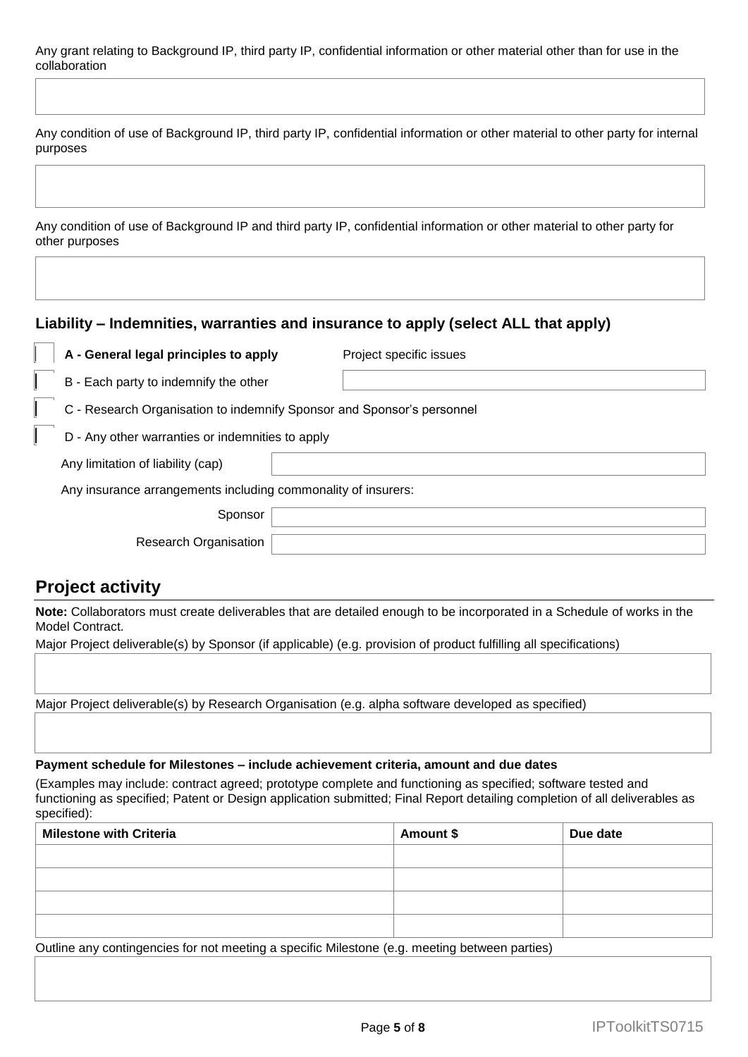Any grant relating to Background IP, third party IP, confidential information or other material other than for use in the collaboration

Any condition of use of Background IP, third party IP, confidential information or other material to other party for internal purposes

Any condition of use of Background IP and third party IP, confidential information or other material to other party for other purposes

### Liability – Indemnities, warranties and insurance to apply (select ALL that apply)

- [ ] **A - General legal principles to apply** — Project specific issues:
- [ ] B - Each party to indemnify the other
- [ ] C - Research Organisation to indemnify Sponsor and Sponsor's personnel
- [ ] D - Any other warranties or indemnities to apply

Any limitation of liability (cap)

Any insurance arrangements including commonality of insurers:

Sponsor

Research Organisation

## Project activity

**Note:** Collaborators must create deliverables that are detailed enough to be incorporated in a Schedule of works in the Model Contract.

Major Project deliverable(s) by Sponsor (if applicable) (e.g. provision of product fulfilling all specifications)

Major Project deliverable(s) by Research Organisation (e.g. alpha software developed as specified)

**Payment schedule for Milestones – include achievement criteria, amount and due dates**

(Examples may include: contract agreed; prototype complete and functioning as specified; software tested and functioning as specified; Patent or Design application submitted; Final Report detailing completion of all deliverables as specified):

| Milestone with Criteria | Amount $ | Due date |
| --- | --- | --- |
| | | |
| | | |
| | | |
| | | |

Outline any contingencies for not meeting a specific Milestone (e.g. meeting between parties)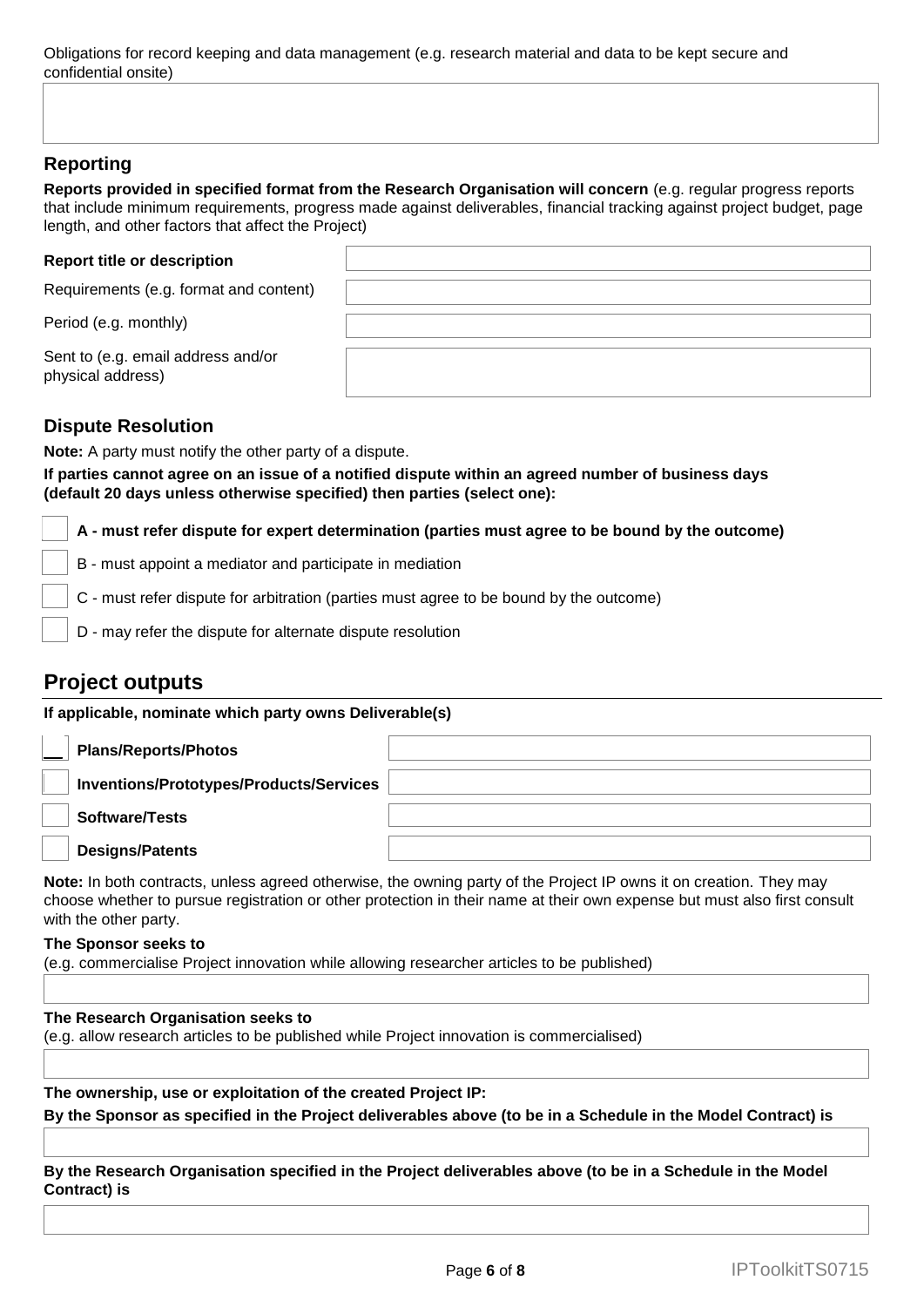Obligations for record keeping and data management (e.g. research material and data to be kept secure and confidential onsite)

## Reporting

**Reports provided in specified format from the Research Organisation will concern** (e.g. regular progress reports that include minimum requirements, progress made against deliverables, financial tracking against project budget, page length, and other factors that affect the Project)

| **Report title or description** | |
|---|---|
| Requirements (e.g. format and content) | |
| Period (e.g. monthly) | |
| Sent to (e.g. email address and/or physical address) | |

## Dispute Resolution

**Note:** A party must notify the other party of a dispute.

**If parties cannot agree on an issue of a notified dispute within an agreed number of business days (default 20 days unless otherwise specified) then parties (select one):**

- [ ] **A - must refer dispute for expert determination (parties must agree to be bound by the outcome)**
- [ ] B - must appoint a mediator and participate in mediation
- [ ] C - must refer dispute for arbitration (parties must agree to be bound by the outcome)
- [ ] D - may refer the dispute for alternate dispute resolution

# Project outputs

**If applicable, nominate which party owns Deliverable(s)**

| | |
|---|---|
| ☐ **Plans/Reports/Photos** | |
| ☐ **Inventions/Prototypes/Products/Services** | |
| ☐ **Software/Tests** | |
| ☐ **Designs/Patents** | |

**Note:** In both contracts, unless agreed otherwise, the owning party of the Project IP owns it on creation. They may choose whether to pursue registration or other protection in their name at their own expense but must also first consult with the other party.

**The Sponsor seeks to**
(e.g. commercialise Project innovation while allowing researcher articles to be published)

**The Research Organisation seeks to**
(e.g. allow research articles to be published while Project innovation is commercialised)

**The ownership, use or exploitation of the created Project IP:**

**By the Sponsor as specified in the Project deliverables above (to be in a Schedule in the Model Contract) is**

**By the Research Organisation specified in the Project deliverables above (to be in a Schedule in the Model Contract) is**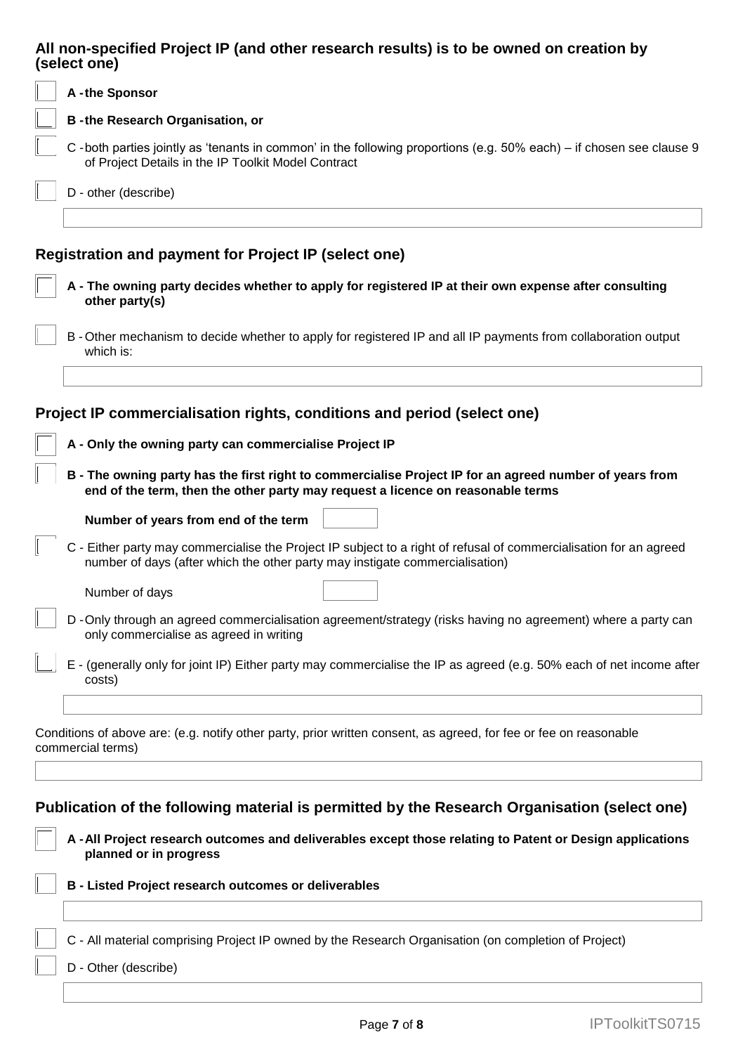### All non-specified Project IP (and other research results) is to be owned on creation by (select one)

- ☐ **A - the Sponsor**
- ☐ **B - the Research Organisation, or**
- ☐ C - both parties jointly as 'tenants in common' in the following proportions (e.g. 50% each) – if chosen see clause 9 of Project Details in the IP Toolkit Model Contract
- ☐ D - other (describe)

### Registration and payment for Project IP (select one)

- ☐ **A - The owning party decides whether to apply for registered IP at their own expense after consulting other party(s)**
- ☐ B - Other mechanism to decide whether to apply for registered IP and all IP payments from collaboration output which is:

### Project IP commercialisation rights, conditions and period (select one)

- ☐ **A - Only the owning party can commercialise Project IP**
- ☐ **B - The owning party has the first right to commercialise Project IP for an agreed number of years from end of the term, then the other party may request a licence on reasonable terms**

  **Number of years from end of the term**

- ☐ C - Either party may commercialise the Project IP subject to a right of refusal of commercialisation for an agreed number of days (after which the other party may instigate commercialisation)

  Number of days

- ☐ D - Only through an agreed commercialisation agreement/strategy (risks having no agreement) where a party can only commercialise as agreed in writing
- ☐ E - (generally only for joint IP) Either party may commercialise the IP as agreed (e.g. 50% each of net income after costs)

Conditions of above are: (e.g. notify other party, prior written consent, as agreed, for fee or fee on reasonable commercial terms)

### Publication of the following material is permitted by the Research Organisation (select one)

- ☐ **A - All Project research outcomes and deliverables except those relating to Patent or Design applications planned or in progress**
- ☐ **B - Listed Project research outcomes or deliverables**
- ☐ C - All material comprising Project IP owned by the Research Organisation (on completion of Project)
- ☐ D - Other (describe)

IPToolkitTS0715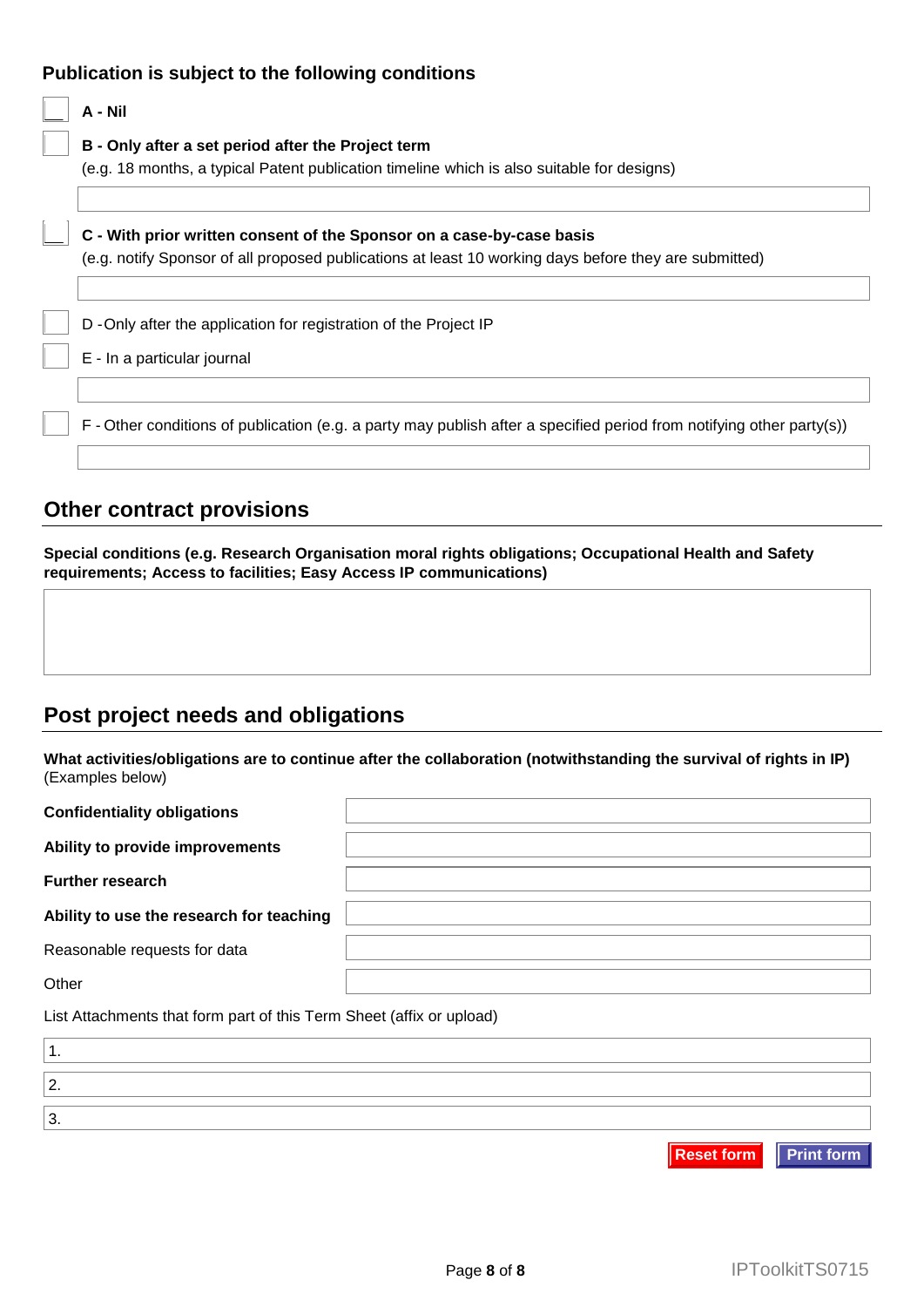### Publication is subject to the following conditions

- [ ] **A - Nil**
- [ ] **B - Only after a set period after the Project term**
  (e.g. 18 months, a typical Patent publication timeline which is also suitable for designs)
- [ ] **C - With prior written consent of the Sponsor on a case-by-case basis**
  (e.g. notify Sponsor of all proposed publications at least 10 working days before they are submitted)
- [ ] D - Only after the application for registration of the Project IP
- [ ] E - In a particular journal
- [ ] F - Other conditions of publication (e.g. a party may publish after a specified period from notifying other party(s))

## Other contract provisions

**Special conditions (e.g. Research Organisation moral rights obligations; Occupational Health and Safety requirements; Access to facilities; Easy Access IP communications)**

## Post project needs and obligations

**What activities/obligations are to continue after the collaboration (notwithstanding the survival of rights in IP)** (Examples below)

| | |
|---|---|
| **Confidentiality obligations** | |
| **Ability to provide improvements** | |
| **Further research** | |
| **Ability to use the research for teaching** | |
| Reasonable requests for data | |
| Other | |

List Attachments that form part of this Term Sheet (affix or upload)

1.

2.

3.

Reset form | Print form